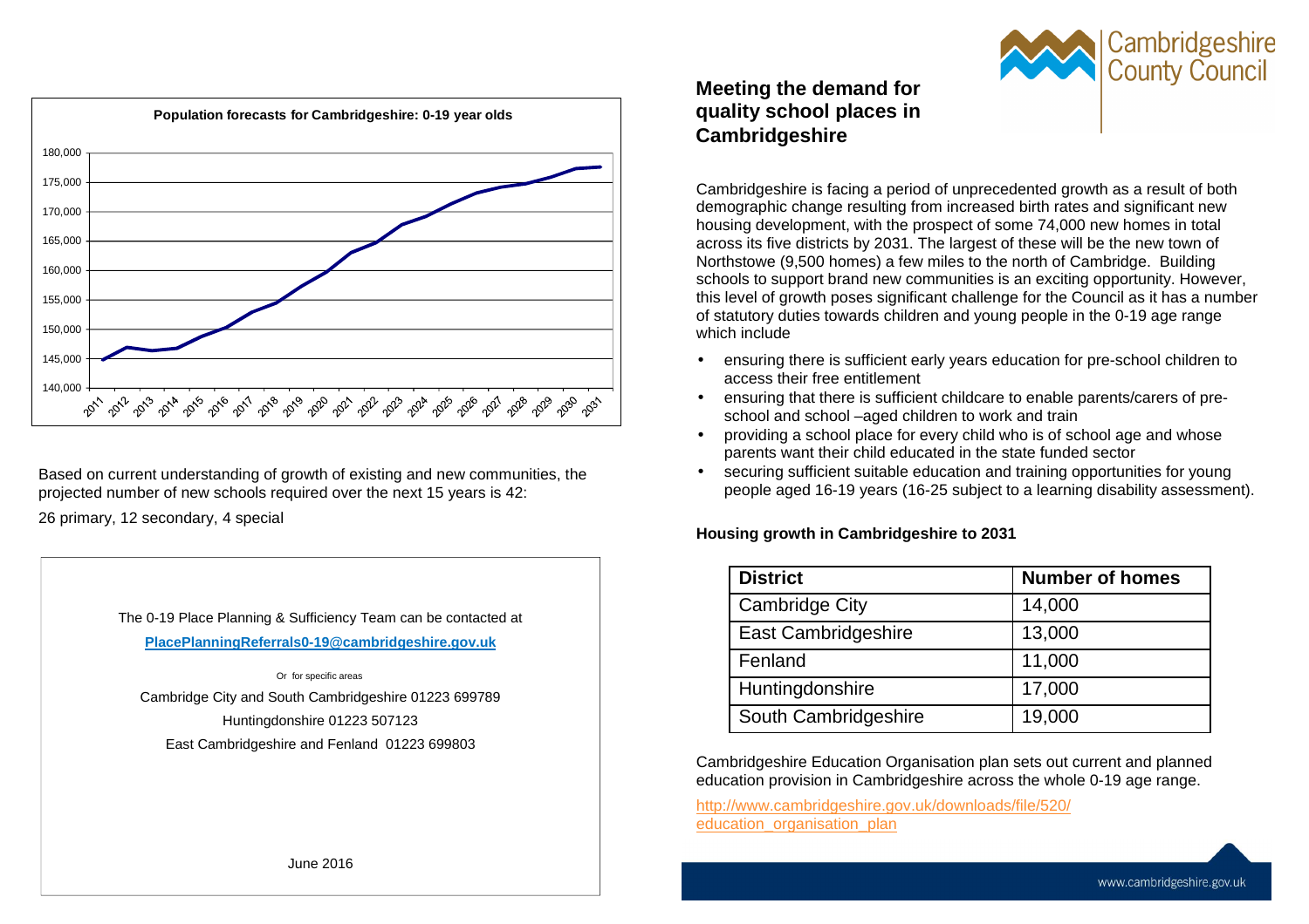**Population forecasts for Cambridgeshire: 0-19 year olds**

Based on current understanding of growth of existing and new communities, the projected number of new schools required over the next 15 years is 42:

26 primary, 12 secondary, 4 special

The 0-19 Place Planning & Sufficiency Team can be contacted at

**PlacePlanningReferrals0-19@cambridgeshire.gov.uk**

Or for specific areas

Cambridge City and South Cambridgeshire 01223 699789

Huntingdonshire 01223 507123

East Cambridgeshire and Fenland 01223 699803

June 2016

## Meeting the demand for quality school places in Cambridgeshire

Cambridgeshire is facing a period of unprecedented growth as a result of both demographic change resulting from increased birth rates and significant new housing development, with the prospect of some 74,000 new homes in total across its five districts by 2031. The largest of these will be the new town of Northstowe (9,500 homes) a few miles to the north of Cambridge. Building schools to support brand new communities is an exciting opportunity. However, this level of growth poses significant challenge for the Council as it has a number of statutory duties towards children and young people in the 0-19 age range which include

- ensuring there is sufficient early years education for pre-school children to access their free entitlement
- ensuring that there is sufficient childcare to enable parents/carers of pre-school and school –aged children to work and train
- providing a school place for every child who is of school age and whose parents want their child educated in the state funded sector
- securing sufficient suitable education and training opportunities for young people aged 16-19 years (16-25 subject to a learning disability assessment).

**Housing growth in Cambridgeshire to 2031**

| District | Number of homes |
|---|---|
| Cambridge City | 14,000 |
| East Cambridgeshire | 13,000 |
| Fenland | 11,000 |
| Huntingdonshire | 17,000 |
| South Cambridgeshire | 19,000 |

Cambridgeshire Education Organisation plan sets out current and planned education provision in Cambridgeshire across the whole 0-19 age range.

http://www.cambridgeshire.gov.uk/downloads/file/520/education_organisation_plan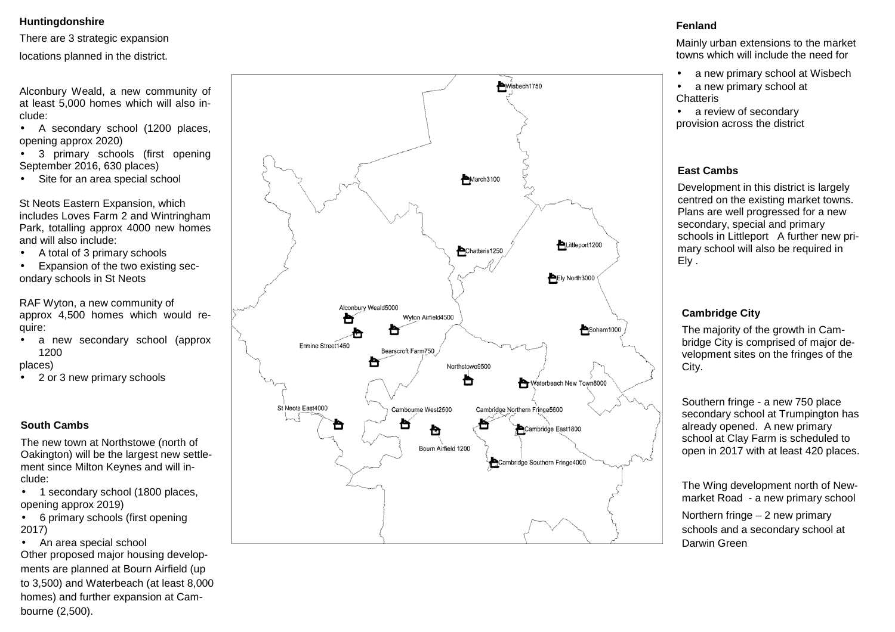## Huntingdonshire

There are 3 strategic expansion locations planned in the district.

Alconbury Weald, a new community of at least 5,000 homes which will also include:

- A secondary school (1200 places, opening approx 2020)
- 3 primary schools (first opening September 2016, 630 places)
- Site for an area special school

St Neots Eastern Expansion, which includes Loves Farm 2 and Wintringham Park, totalling approx 4000 new homes and will also include:

- A total of 3 primary schools
- Expansion of the two existing secondary schools in St Neots

RAF Wyton, a new community of approx 4,500 homes which would require:

- a new secondary school (approx 1200 places)
- 2 or 3 new primary schools

## South Cambs

The new town at Northstowe (north of Oakington) will be the largest new settlement since Milton Keynes and will include:

- 1 secondary school (1800 places, opening approx 2019)
- 6 primary schools (first opening 2017)
- An area special school

Other proposed major housing developments are planned at Bourn Airfield (up to 3,500) and Waterbeach (at least 8,000 homes) and further expansion at Cambourne (2,500).

Wisbech1750
March3100
Chatteris1250
Littleport1200
Ely North3000
Alconbury Weald5000
Wyton Airfield4500
Soham1000
Ermine Street1450
Bearscroft Farm750
Northstowe9500
Waterbeach New Town8000
St Neots East4000
Cambourne West2500
Cambridge Northern Fringe5600
Cambridge East1800
Bourn Airfield 1200
Cambridge Southern Fringe4000

## Fenland

Mainly urban extensions to the market towns which will include the need for

- a new primary school at Wisbech
- a new primary school at Chatteris
- a review of secondary provision across the district

## East Cambs

Development in this district is largely centred on the existing market towns. Plans are well progressed for a new secondary, special and primary schools in Littleport A further new primary school will also be required in Ely .

## Cambridge City

The majority of the growth in Cambridge City is comprised of major development sites on the fringes of the City.

Southern fringe - a new 750 place secondary school at Trumpington has already opened. A new primary school at Clay Farm is scheduled to open in 2017 with at least 420 places.

The Wing development north of Newmarket Road - a new primary school

Northern fringe – 2 new primary schools and a secondary school at Darwin Green